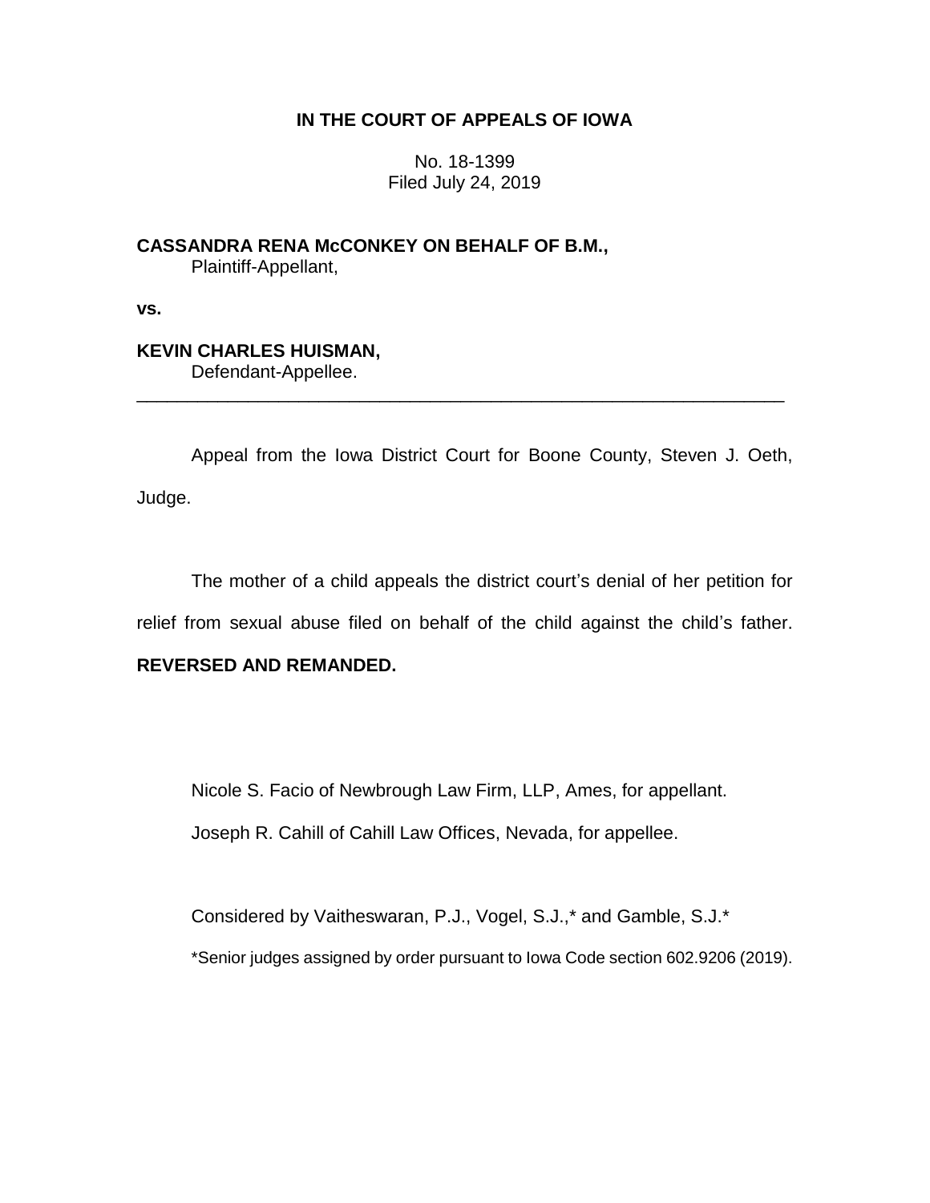**IN THE COURT OF APPEALS OF IOWA**

No. 18-1399
Filed July 24, 2019

**CASSANDRA RENA McCONKEY ON BEHALF OF B.M.,**
Plaintiff-Appellant,

**vs.**

**KEVIN CHARLES HUISMAN,**
Defendant-Appellee.

---

Appeal from the Iowa District Court for Boone County, Steven J. Oeth, Judge.

The mother of a child appeals the district court's denial of her petition for relief from sexual abuse filed on behalf of the child against the child's father. **REVERSED AND REMANDED.**

Nicole S. Facio of Newbrough Law Firm, LLP, Ames, for appellant.

Joseph R. Cahill of Cahill Law Offices, Nevada, for appellee.

Considered by Vaitheswaran, P.J., Vogel, S.J.,* and Gamble, S.J.*

*Senior judges assigned by order pursuant to Iowa Code section 602.9206 (2019).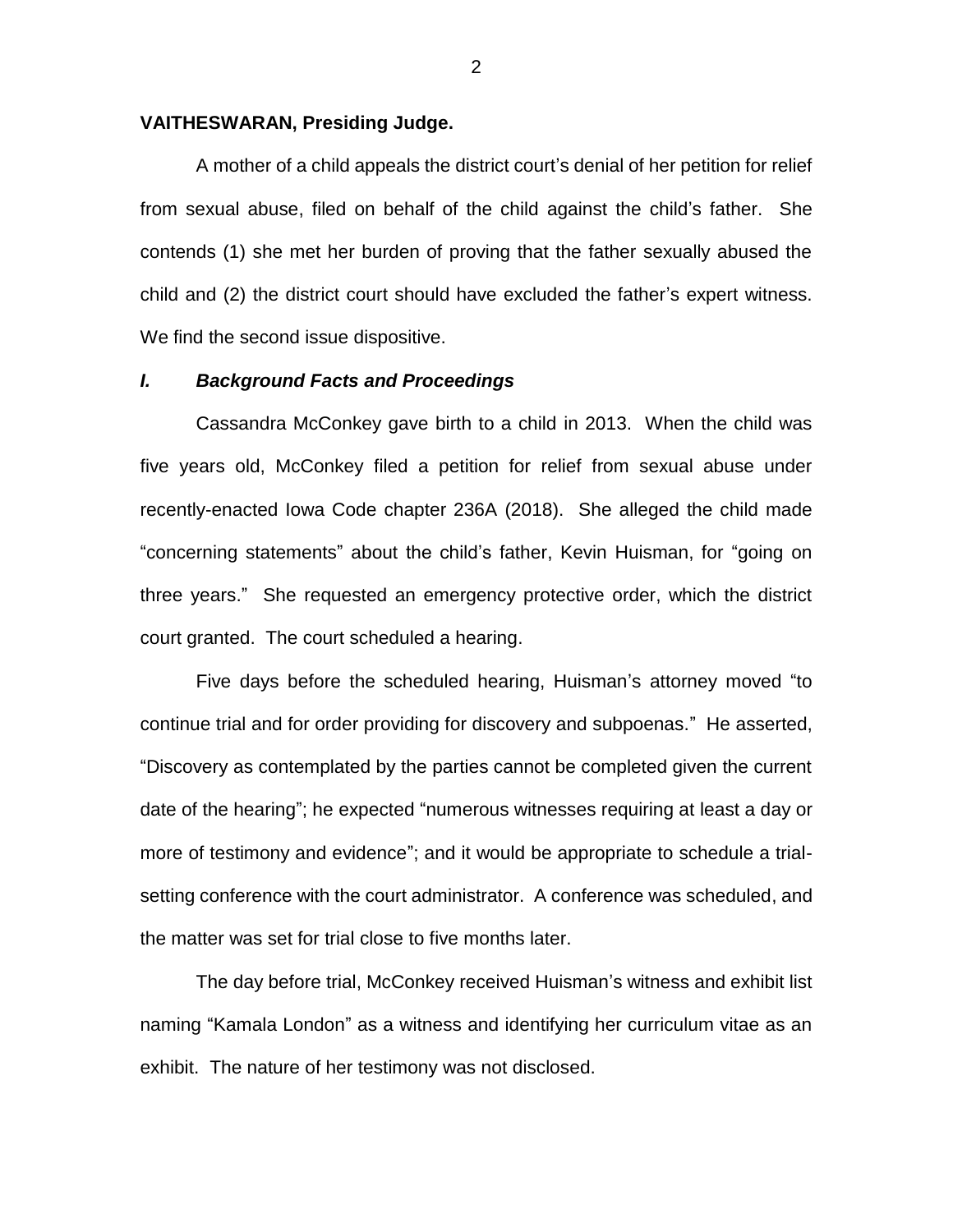**VAITHESWARAN, Presiding Judge.**

A mother of a child appeals the district court's denial of her petition for relief from sexual abuse, filed on behalf of the child against the child's father. She contends (1) she met her burden of proving that the father sexually abused the child and (2) the district court should have excluded the father's expert witness. We find the second issue dispositive.

## *I. Background Facts and Proceedings*

Cassandra McConkey gave birth to a child in 2013. When the child was five years old, McConkey filed a petition for relief from sexual abuse under recently-enacted Iowa Code chapter 236A (2018). She alleged the child made "concerning statements" about the child's father, Kevin Huisman, for "going on three years." She requested an emergency protective order, which the district court granted. The court scheduled a hearing.

Five days before the scheduled hearing, Huisman's attorney moved "to continue trial and for order providing for discovery and subpoenas." He asserted, "Discovery as contemplated by the parties cannot be completed given the current date of the hearing"; he expected "numerous witnesses requiring at least a day or more of testimony and evidence"; and it would be appropriate to schedule a trial-setting conference with the court administrator. A conference was scheduled, and the matter was set for trial close to five months later.

The day before trial, McConkey received Huisman's witness and exhibit list naming "Kamala London" as a witness and identifying her curriculum vitae as an exhibit. The nature of her testimony was not disclosed.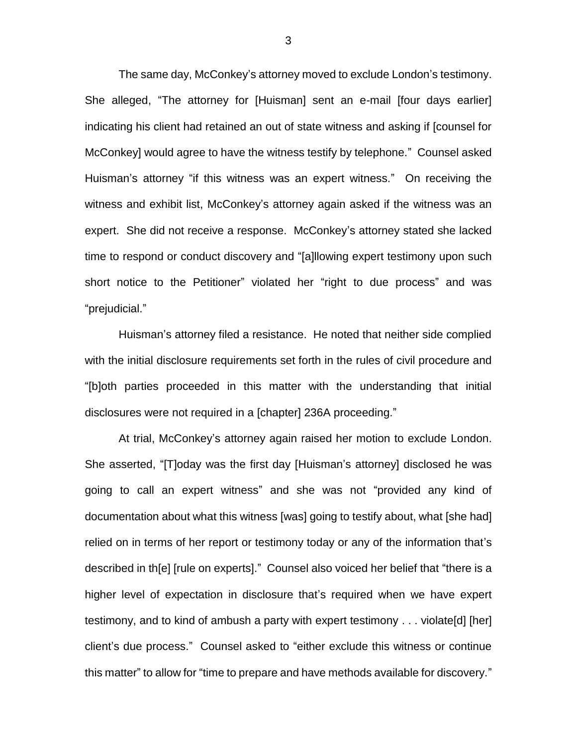The same day, McConkey's attorney moved to exclude London's testimony. She alleged, "The attorney for [Huisman] sent an e-mail [four days earlier] indicating his client had retained an out of state witness and asking if [counsel for McConkey] would agree to have the witness testify by telephone." Counsel asked Huisman's attorney "if this witness was an expert witness." On receiving the witness and exhibit list, McConkey's attorney again asked if the witness was an expert. She did not receive a response. McConkey's attorney stated she lacked time to respond or conduct discovery and "[a]llowing expert testimony upon such short notice to the Petitioner" violated her "right to due process" and was "prejudicial."

Huisman's attorney filed a resistance. He noted that neither side complied with the initial disclosure requirements set forth in the rules of civil procedure and "[b]oth parties proceeded in this matter with the understanding that initial disclosures were not required in a [chapter] 236A proceeding."

At trial, McConkey's attorney again raised her motion to exclude London. She asserted, "[T]oday was the first day [Huisman's attorney] disclosed he was going to call an expert witness" and she was not "provided any kind of documentation about what this witness [was] going to testify about, what [she had] relied on in terms of her report or testimony today or any of the information that's described in th[e] [rule on experts]." Counsel also voiced her belief that "there is a higher level of expectation in disclosure that's required when we have expert testimony, and to kind of ambush a party with expert testimony . . . violate[d] [her] client's due process." Counsel asked to "either exclude this witness or continue this matter" to allow for "time to prepare and have methods available for discovery."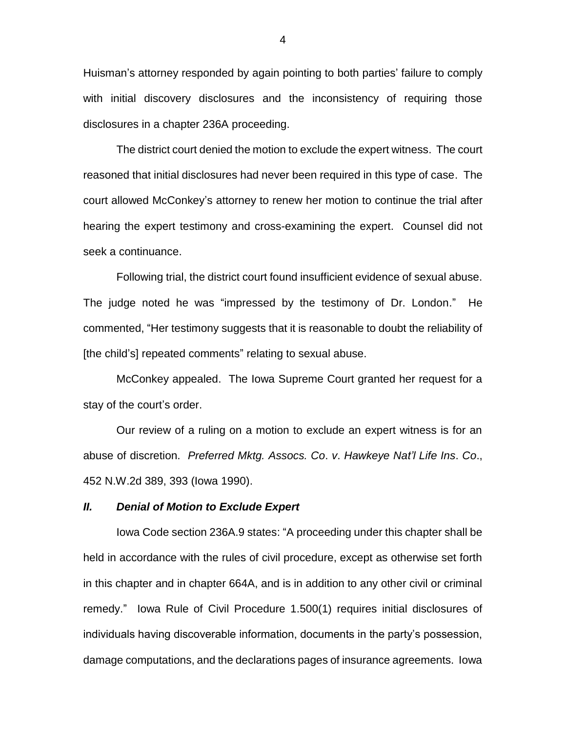Huisman's attorney responded by again pointing to both parties' failure to comply with initial discovery disclosures and the inconsistency of requiring those disclosures in a chapter 236A proceeding.

The district court denied the motion to exclude the expert witness. The court reasoned that initial disclosures had never been required in this type of case. The court allowed McConkey's attorney to renew her motion to continue the trial after hearing the expert testimony and cross-examining the expert. Counsel did not seek a continuance.

Following trial, the district court found insufficient evidence of sexual abuse. The judge noted he was "impressed by the testimony of Dr. London." He commented, "Her testimony suggests that it is reasonable to doubt the reliability of [the child's] repeated comments" relating to sexual abuse.

McConkey appealed. The Iowa Supreme Court granted her request for a stay of the court's order.

Our review of a ruling on a motion to exclude an expert witness is for an abuse of discretion. *Preferred Mktg. Assocs. Co. v. Hawkeye Nat'l Life Ins. Co.*, 452 N.W.2d 389, 393 (Iowa 1990).

### *II. Denial of Motion to Exclude Expert*

Iowa Code section 236A.9 states: "A proceeding under this chapter shall be held in accordance with the rules of civil procedure, except as otherwise set forth in this chapter and in chapter 664A, and is in addition to any other civil or criminal remedy." Iowa Rule of Civil Procedure 1.500(1) requires initial disclosures of individuals having discoverable information, documents in the party's possession, damage computations, and the declarations pages of insurance agreements. Iowa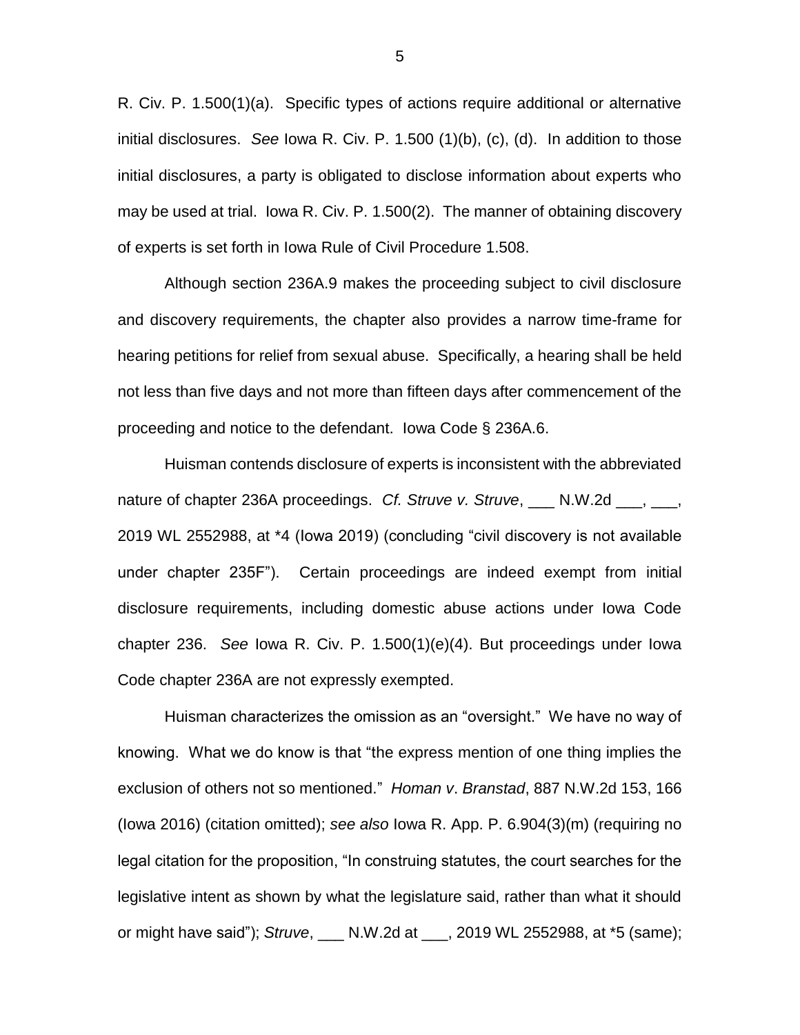R. Civ. P. 1.500(1)(a). Specific types of actions require additional or alternative initial disclosures. *See* Iowa R. Civ. P. 1.500 (1)(b), (c), (d). In addition to those initial disclosures, a party is obligated to disclose information about experts who may be used at trial. Iowa R. Civ. P. 1.500(2). The manner of obtaining discovery of experts is set forth in Iowa Rule of Civil Procedure 1.508.

Although section 236A.9 makes the proceeding subject to civil disclosure and discovery requirements, the chapter also provides a narrow time-frame for hearing petitions for relief from sexual abuse. Specifically, a hearing shall be held not less than five days and not more than fifteen days after commencement of the proceeding and notice to the defendant. Iowa Code § 236A.6.

Huisman contends disclosure of experts is inconsistent with the abbreviated nature of chapter 236A proceedings. *Cf. Struve v. Struve*, ___ N.W.2d ___, ___, 2019 WL 2552988, at *4 (Iowa 2019) (concluding "civil discovery is not available under chapter 235F"). Certain proceedings are indeed exempt from initial disclosure requirements, including domestic abuse actions under Iowa Code chapter 236. *See* Iowa R. Civ. P. 1.500(1)(e)(4). But proceedings under Iowa Code chapter 236A are not expressly exempted.

Huisman characterizes the omission as an "oversight." We have no way of knowing. What we do know is that "the express mention of one thing implies the exclusion of others not so mentioned." *Homan v. Branstad*, 887 N.W.2d 153, 166 (Iowa 2016) (citation omitted); *see also* Iowa R. App. P. 6.904(3)(m) (requiring no legal citation for the proposition, "In construing statutes, the court searches for the legislative intent as shown by what the legislature said, rather than what it should or might have said"); *Struve*, ___ N.W.2d at ___, 2019 WL 2552988, at *5 (same);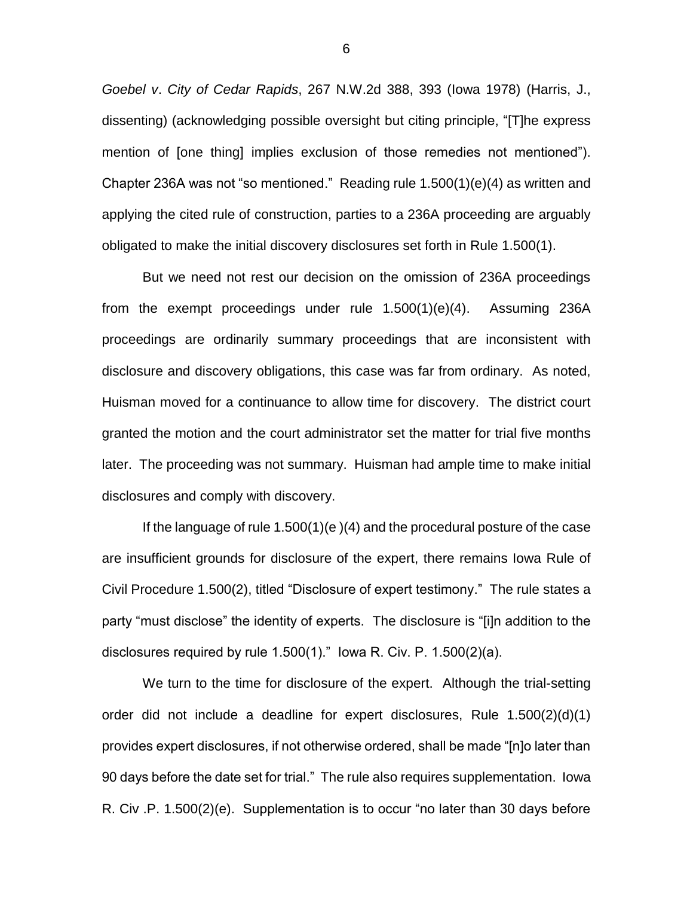*Goebel v. City of Cedar Rapids*, 267 N.W.2d 388, 393 (Iowa 1978) (Harris, J., dissenting) (acknowledging possible oversight but citing principle, "[T]he express mention of [one thing] implies exclusion of those remedies not mentioned"). Chapter 236A was not "so mentioned." Reading rule 1.500(1)(e)(4) as written and applying the cited rule of construction, parties to a 236A proceeding are arguably obligated to make the initial discovery disclosures set forth in Rule 1.500(1).

But we need not rest our decision on the omission of 236A proceedings from the exempt proceedings under rule 1.500(1)(e)(4). Assuming 236A proceedings are ordinarily summary proceedings that are inconsistent with disclosure and discovery obligations, this case was far from ordinary. As noted, Huisman moved for a continuance to allow time for discovery. The district court granted the motion and the court administrator set the matter for trial five months later. The proceeding was not summary. Huisman had ample time to make initial disclosures and comply with discovery.

If the language of rule 1.500(1)(e )(4) and the procedural posture of the case are insufficient grounds for disclosure of the expert, there remains Iowa Rule of Civil Procedure 1.500(2), titled "Disclosure of expert testimony." The rule states a party "must disclose" the identity of experts. The disclosure is "[i]n addition to the disclosures required by rule 1.500(1)." Iowa R. Civ. P. 1.500(2)(a).

We turn to the time for disclosure of the expert. Although the trial-setting order did not include a deadline for expert disclosures, Rule 1.500(2)(d)(1) provides expert disclosures, if not otherwise ordered, shall be made "[n]o later than 90 days before the date set for trial." The rule also requires supplementation. Iowa R. Civ .P. 1.500(2)(e). Supplementation is to occur "no later than 30 days before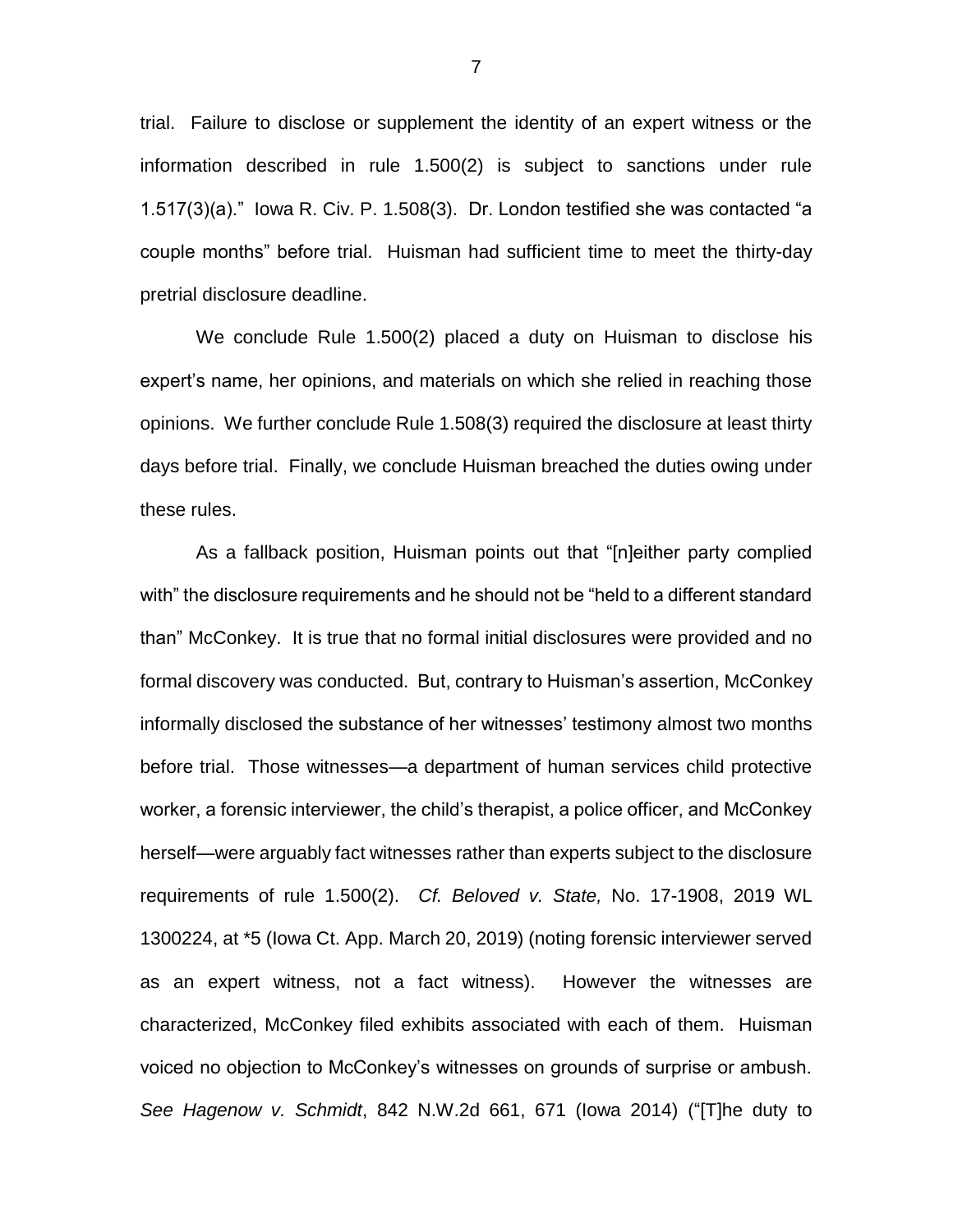trial. Failure to disclose or supplement the identity of an expert witness or the information described in rule 1.500(2) is subject to sanctions under rule 1.517(3)(a)." Iowa R. Civ. P. 1.508(3). Dr. London testified she was contacted "a couple months" before trial. Huisman had sufficient time to meet the thirty-day pretrial disclosure deadline.

We conclude Rule 1.500(2) placed a duty on Huisman to disclose his expert's name, her opinions, and materials on which she relied in reaching those opinions. We further conclude Rule 1.508(3) required the disclosure at least thirty days before trial. Finally, we conclude Huisman breached the duties owing under these rules.

As a fallback position, Huisman points out that "[n]either party complied with" the disclosure requirements and he should not be "held to a different standard than" McConkey. It is true that no formal initial disclosures were provided and no formal discovery was conducted. But, contrary to Huisman's assertion, McConkey informally disclosed the substance of her witnesses' testimony almost two months before trial. Those witnesses—a department of human services child protective worker, a forensic interviewer, the child's therapist, a police officer, and McConkey herself—were arguably fact witnesses rather than experts subject to the disclosure requirements of rule 1.500(2). *Cf. Beloved v. State,* No. 17-1908, 2019 WL 1300224, at *5 (Iowa Ct. App. March 20, 2019) (noting forensic interviewer served as an expert witness, not a fact witness). However the witnesses are characterized, McConkey filed exhibits associated with each of them. Huisman voiced no objection to McConkey's witnesses on grounds of surprise or ambush. *See Hagenow v. Schmidt*, 842 N.W.2d 661, 671 (Iowa 2014) ("[T]he duty to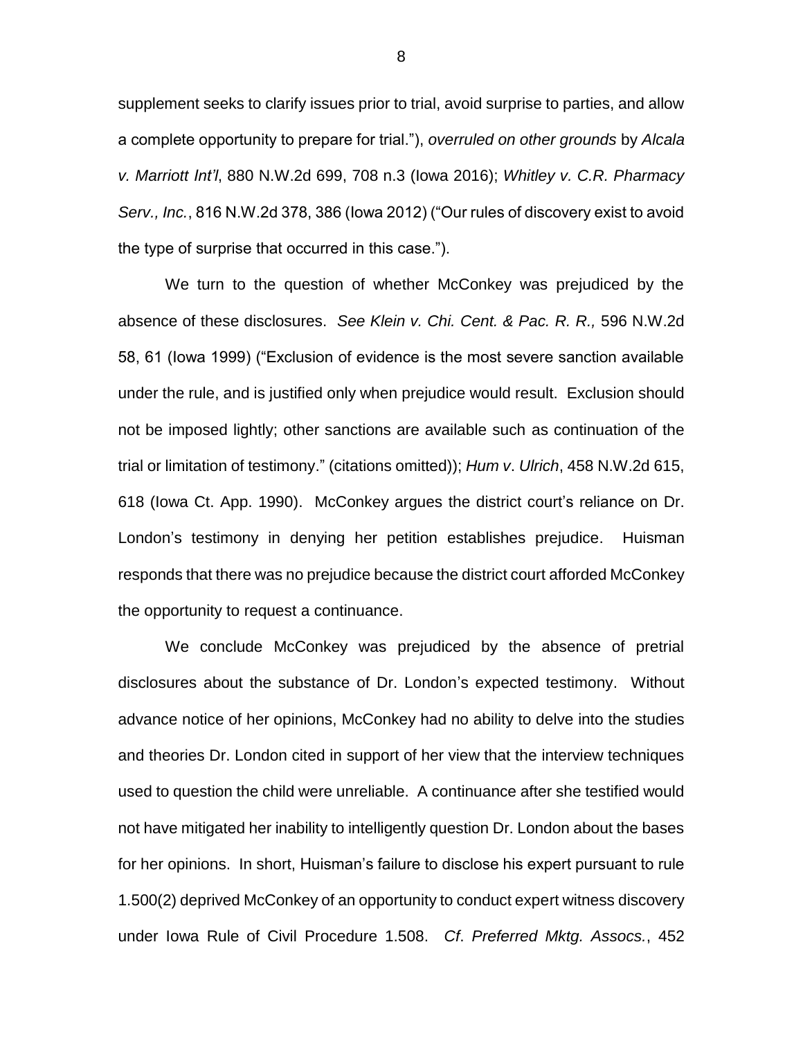supplement seeks to clarify issues prior to trial, avoid surprise to parties, and allow a complete opportunity to prepare for trial."), *overruled on other grounds* by *Alcala v. Marriott Int'l*, 880 N.W.2d 699, 708 n.3 (Iowa 2016); *Whitley v. C.R. Pharmacy Serv., Inc.*, 816 N.W.2d 378, 386 (Iowa 2012) ("Our rules of discovery exist to avoid the type of surprise that occurred in this case.").

We turn to the question of whether McConkey was prejudiced by the absence of these disclosures. *See Klein v. Chi. Cent. & Pac. R. R.,* 596 N.W.2d 58, 61 (Iowa 1999) ("Exclusion of evidence is the most severe sanction available under the rule, and is justified only when prejudice would result. Exclusion should not be imposed lightly; other sanctions are available such as continuation of the trial or limitation of testimony." (citations omitted)); *Hum v. Ulrich*, 458 N.W.2d 615, 618 (Iowa Ct. App. 1990). McConkey argues the district court's reliance on Dr. London's testimony in denying her petition establishes prejudice. Huisman responds that there was no prejudice because the district court afforded McConkey the opportunity to request a continuance.

We conclude McConkey was prejudiced by the absence of pretrial disclosures about the substance of Dr. London's expected testimony. Without advance notice of her opinions, McConkey had no ability to delve into the studies and theories Dr. London cited in support of her view that the interview techniques used to question the child were unreliable. A continuance after she testified would not have mitigated her inability to intelligently question Dr. London about the bases for her opinions. In short, Huisman's failure to disclose his expert pursuant to rule 1.500(2) deprived McConkey of an opportunity to conduct expert witness discovery under Iowa Rule of Civil Procedure 1.508. *Cf. Preferred Mktg. Assocs.*, 452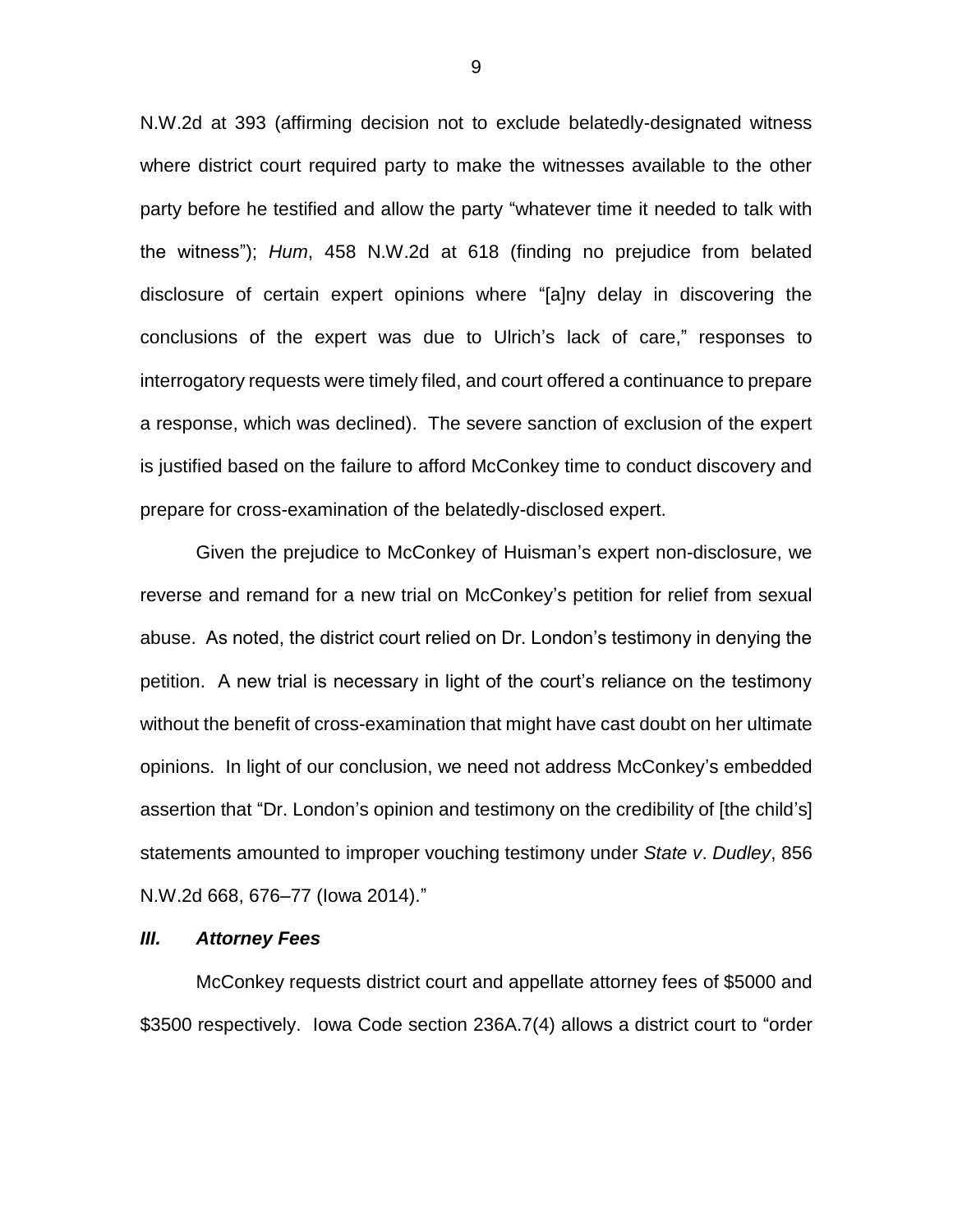N.W.2d at 393 (affirming decision not to exclude belatedly-designated witness where district court required party to make the witnesses available to the other party before he testified and allow the party "whatever time it needed to talk with the witness"); *Hum*, 458 N.W.2d at 618 (finding no prejudice from belated disclosure of certain expert opinions where "[a]ny delay in discovering the conclusions of the expert was due to Ulrich's lack of care," responses to interrogatory requests were timely filed, and court offered a continuance to prepare a response, which was declined). The severe sanction of exclusion of the expert is justified based on the failure to afford McConkey time to conduct discovery and prepare for cross-examination of the belatedly-disclosed expert.

Given the prejudice to McConkey of Huisman's expert non-disclosure, we reverse and remand for a new trial on McConkey's petition for relief from sexual abuse. As noted, the district court relied on Dr. London's testimony in denying the petition. A new trial is necessary in light of the court's reliance on the testimony without the benefit of cross-examination that might have cast doubt on her ultimate opinions. In light of our conclusion, we need not address McConkey's embedded assertion that "Dr. London's opinion and testimony on the credibility of [the child's] statements amounted to improper vouching testimony under *State v*. *Dudley*, 856 N.W.2d 668, 676–77 (Iowa 2014)."

### *III. Attorney Fees*

McConkey requests district court and appellate attorney fees of $5000 and $3500 respectively. Iowa Code section 236A.7(4) allows a district court to "order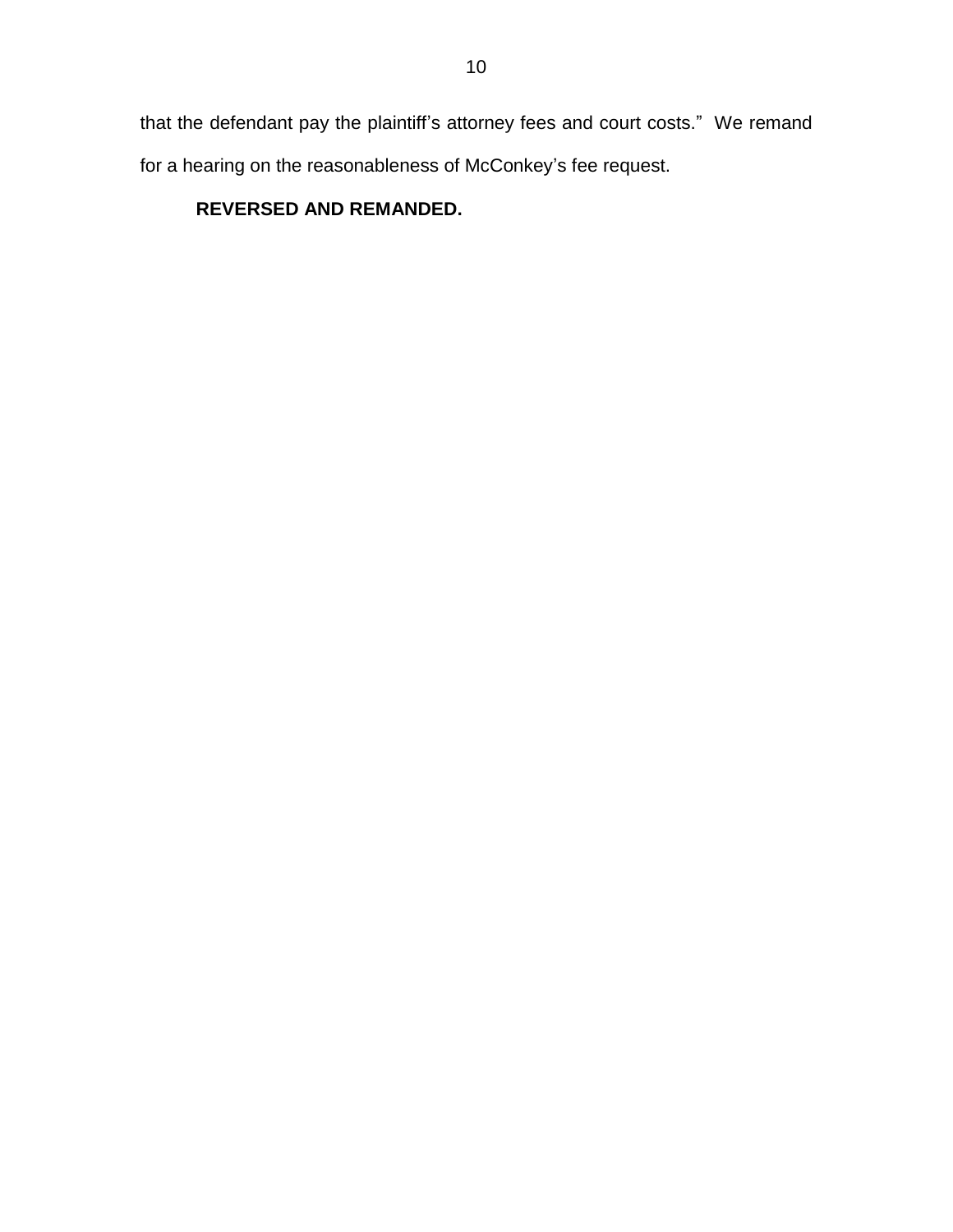that the defendant pay the plaintiff's attorney fees and court costs." We remand for a hearing on the reasonableness of McConkey's fee request.

**REVERSED AND REMANDED.**